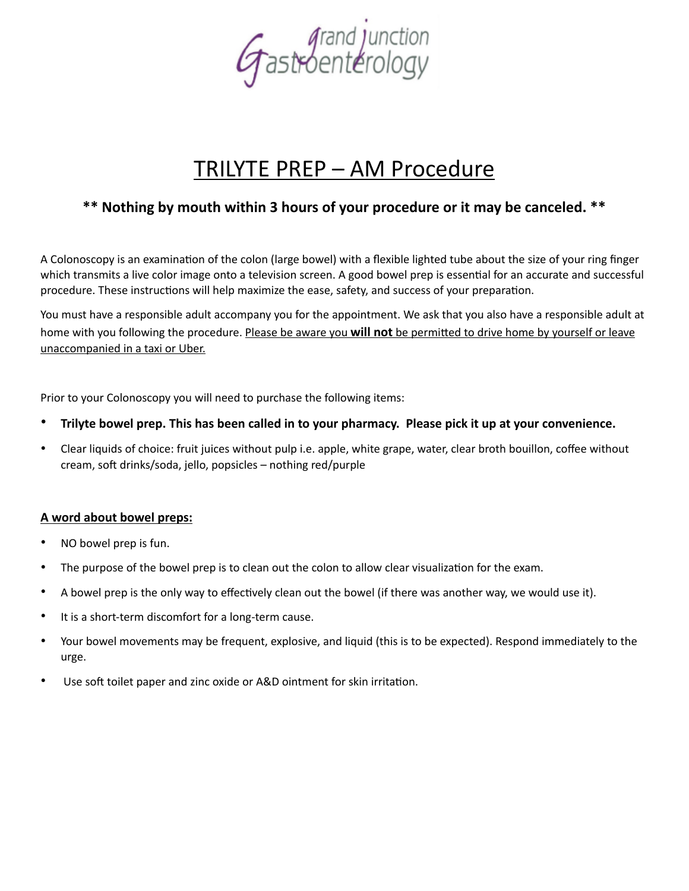Grand Junction Gastroenterology

# TRILYTE PREP – AM Procedure

**\*\* Nothing by mouth within 3 hours of your procedure or it may be canceled. \*\***

A Colonoscopy is an examination of the colon (large bowel) with a flexible lighted tube about the size of your ring finger which transmits a live color image onto a television screen. A good bowel prep is essential for an accurate and successful procedure. These instructions will help maximize the ease, safety, and success of your preparation.

You must have a responsible adult accompany you for the appointment. We ask that you also have a responsible adult at home with you following the procedure. <u>Please be aware you **will not** be permitted to drive home by yourself or leave unaccompanied in a taxi or Uber.</u>

Prior to your Colonoscopy you will need to purchase the following items:

- **Trilyte bowel prep. This has been called in to your pharmacy. Please pick it up at your convenience.**
- Clear liquids of choice: fruit juices without pulp i.e. apple, white grape, water, clear broth bouillon, coffee without cream, soft drinks/soda, jello, popsicles – nothing red/purple

**<u>A word about bowel preps:</u>**

- NO bowel prep is fun.
- The purpose of the bowel prep is to clean out the colon to allow clear visualization for the exam.
- A bowel prep is the only way to effectively clean out the bowel (if there was another way, we would use it).
- It is a short-term discomfort for a long-term cause.
- Your bowel movements may be frequent, explosive, and liquid (this is to be expected). Respond immediately to the urge.
- Use soft toilet paper and zinc oxide or A&D ointment for skin irritation.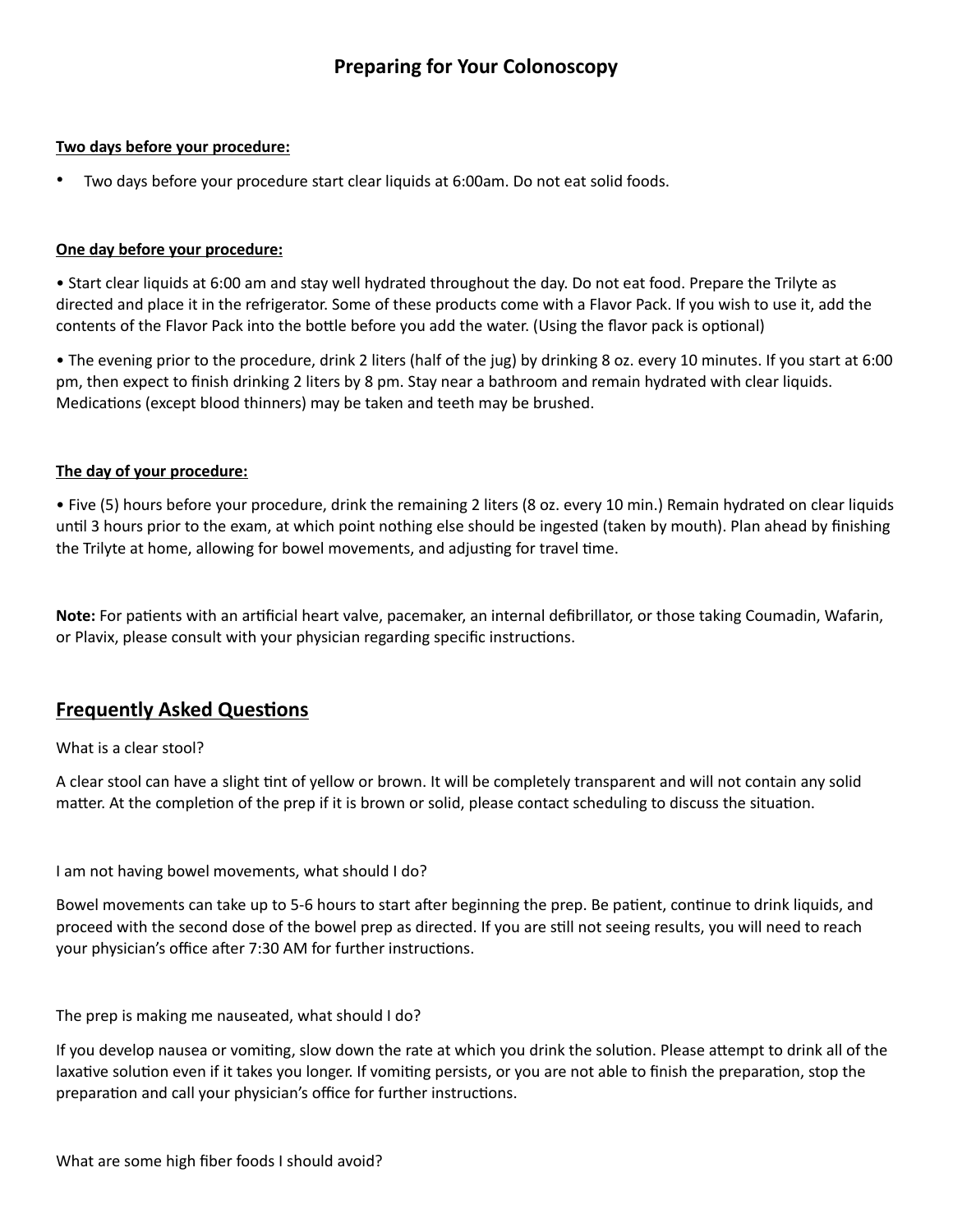# Preparing for Your Colonoscopy

**Two days before your procedure:**

- Two days before your procedure start clear liquids at 6:00am. Do not eat solid foods.

**One day before your procedure:**

• Start clear liquids at 6:00 am and stay well hydrated throughout the day. Do not eat food. Prepare the Trilyte as directed and place it in the refrigerator. Some of these products come with a Flavor Pack. If you wish to use it, add the contents of the Flavor Pack into the bottle before you add the water. (Using the flavor pack is optional)

• The evening prior to the procedure, drink 2 liters (half of the jug) by drinking 8 oz. every 10 minutes. If you start at 6:00 pm, then expect to finish drinking 2 liters by 8 pm. Stay near a bathroom and remain hydrated with clear liquids. Medications (except blood thinners) may be taken and teeth may be brushed.

**The day of your procedure:**

• Five (5) hours before your procedure, drink the remaining 2 liters (8 oz. every 10 min.) Remain hydrated on clear liquids until 3 hours prior to the exam, at which point nothing else should be ingested (taken by mouth). Plan ahead by finishing the Trilyte at home, allowing for bowel movements, and adjusting for travel time.

**Note:** For patients with an artificial heart valve, pacemaker, an internal defibrillator, or those taking Coumadin, Wafarin, or Plavix, please consult with your physician regarding specific instructions.

## Frequently Asked Questions

What is a clear stool?

A clear stool can have a slight tint of yellow or brown. It will be completely transparent and will not contain any solid matter. At the completion of the prep if it is brown or solid, please contact scheduling to discuss the situation.

I am not having bowel movements, what should I do?

Bowel movements can take up to 5-6 hours to start after beginning the prep. Be patient, continue to drink liquids, and proceed with the second dose of the bowel prep as directed. If you are still not seeing results, you will need to reach your physician's office after 7:30 AM for further instructions.

The prep is making me nauseated, what should I do?

If you develop nausea or vomiting, slow down the rate at which you drink the solution. Please attempt to drink all of the laxative solution even if it takes you longer. If vomiting persists, or you are not able to finish the preparation, stop the preparation and call your physician's office for further instructions.

What are some high fiber foods I should avoid?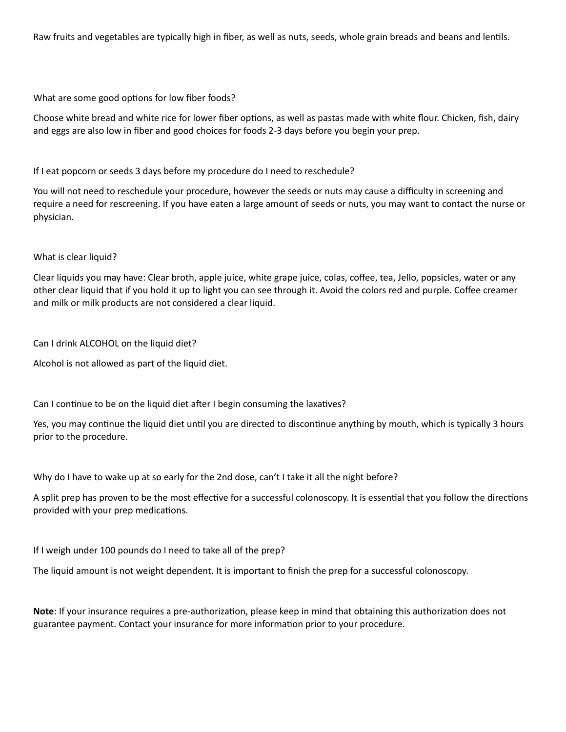Raw fruits and vegetables are typically high in fiber, as well as nuts, seeds, whole grain breads and beans and lentils.

What are some good options for low fiber foods?

Choose white bread and white rice for lower fiber options, as well as pastas made with white flour. Chicken, fish, dairy and eggs are also low in fiber and good choices for foods 2-3 days before you begin your prep.

If I eat popcorn or seeds 3 days before my procedure do I need to reschedule?

You will not need to reschedule your procedure, however the seeds or nuts may cause a difficulty in screening and require a need for rescreening. If you have eaten a large amount of seeds or nuts, you may want to contact the nurse or physician.

What is clear liquid?

Clear liquids you may have: Clear broth, apple juice, white grape juice, colas, coffee, tea, Jello, popsicles, water or any other clear liquid that if you hold it up to light you can see through it. Avoid the colors red and purple. Coffee creamer and milk or milk products are not considered a clear liquid.

Can I drink ALCOHOL on the liquid diet?

Alcohol is not allowed as part of the liquid diet.

Can I continue to be on the liquid diet after I begin consuming the laxatives?

Yes, you may continue the liquid diet until you are directed to discontinue anything by mouth, which is typically 3 hours prior to the procedure.

Why do I have to wake up at so early for the 2nd dose, can't I take it all the night before?

A split prep has proven to be the most effective for a successful colonoscopy. It is essential that you follow the directions provided with your prep medications.

If I weigh under 100 pounds do I need to take all of the prep?

The liquid amount is not weight dependent. It is important to finish the prep for a successful colonoscopy.

**Note**: If your insurance requires a pre-authorization, please keep in mind that obtaining this authorization does not guarantee payment. Contact your insurance for more information prior to your procedure.